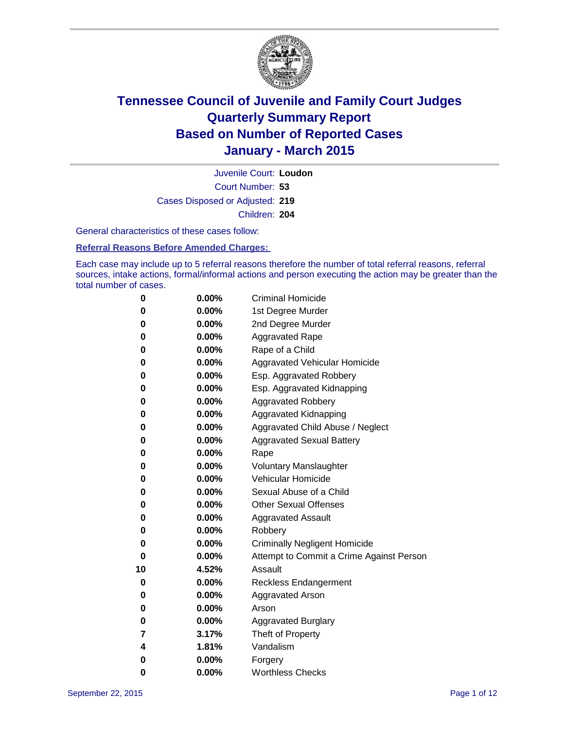# Tennessee Council of Juvenile and Family Court Judges
## Quarterly Summary Report
## Based on Number of Reported Cases
## January - March 2015

Juvenile Court: **Loudon**
Court Number: **53**
Cases Disposed or Adjusted: **219**
Children: **204**

General characteristics of these cases follow:

**Referral Reasons Before Amended Charges:**

Each case may include up to 5 referral reasons therefore the number of total referral reasons, referral sources, intake actions, formal/informal actions and person executing the action may be greater than the total number of cases.

| | | |
|---|---|---|
| 0 | 0.00% | Criminal Homicide |
| 0 | 0.00% | 1st Degree Murder |
| 0 | 0.00% | 2nd Degree Murder |
| 0 | 0.00% | Aggravated Rape |
| 0 | 0.00% | Rape of a Child |
| 0 | 0.00% | Aggravated Vehicular Homicide |
| 0 | 0.00% | Esp. Aggravated Robbery |
| 0 | 0.00% | Esp. Aggravated Kidnapping |
| 0 | 0.00% | Aggravated Robbery |
| 0 | 0.00% | Aggravated Kidnapping |
| 0 | 0.00% | Aggravated Child Abuse / Neglect |
| 0 | 0.00% | Aggravated Sexual Battery |
| 0 | 0.00% | Rape |
| 0 | 0.00% | Voluntary Manslaughter |
| 0 | 0.00% | Vehicular Homicide |
| 0 | 0.00% | Sexual Abuse of a Child |
| 0 | 0.00% | Other Sexual Offenses |
| 0 | 0.00% | Aggravated Assault |
| 0 | 0.00% | Robbery |
| 0 | 0.00% | Criminally Negligent Homicide |
| 0 | 0.00% | Attempt to Commit a Crime Against Person |
| 10 | 4.52% | Assault |
| 0 | 0.00% | Reckless Endangerment |
| 0 | 0.00% | Aggravated Arson |
| 0 | 0.00% | Arson |
| 0 | 0.00% | Aggravated Burglary |
| 7 | 3.17% | Theft of Property |
| 4 | 1.81% | Vandalism |
| 0 | 0.00% | Forgery |
| 0 | 0.00% | Worthless Checks |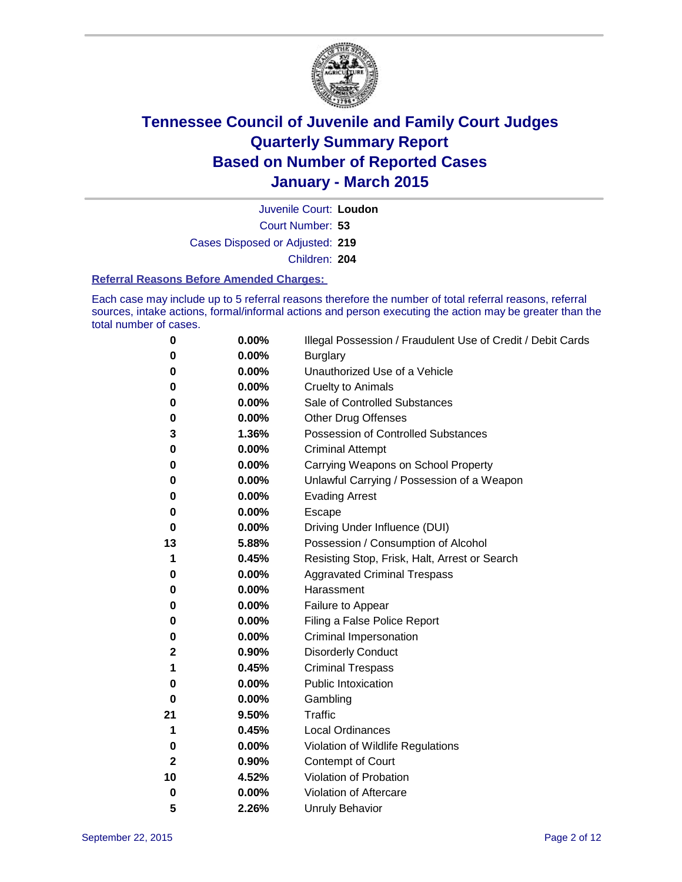# Tennessee Council of Juvenile and Family Court Judges
# Quarterly Summary Report
# Based on Number of Reported Cases
# January - March 2015

Juvenile Court: **Loudon**

Court Number: **53**

Cases Disposed or Adjusted: **219**

Children: **204**

### Referral Reasons Before Amended Charges:

Each case may include up to 5 referral reasons therefore the number of total referral reasons, referral sources, intake actions, formal/informal actions and person executing the action may be greater than the total number of cases.

| | | |
|---|---|---|
| **0** | **0.00%** | Illegal Possession / Fraudulent Use of Credit / Debit Cards |
| **0** | **0.00%** | Burglary |
| **0** | **0.00%** | Unauthorized Use of a Vehicle |
| **0** | **0.00%** | Cruelty to Animals |
| **0** | **0.00%** | Sale of Controlled Substances |
| **0** | **0.00%** | Other Drug Offenses |
| **3** | **1.36%** | Possession of Controlled Substances |
| **0** | **0.00%** | Criminal Attempt |
| **0** | **0.00%** | Carrying Weapons on School Property |
| **0** | **0.00%** | Unlawful Carrying / Possession of a Weapon |
| **0** | **0.00%** | Evading Arrest |
| **0** | **0.00%** | Escape |
| **0** | **0.00%** | Driving Under Influence (DUI) |
| **13** | **5.88%** | Possession / Consumption of Alcohol |
| **1** | **0.45%** | Resisting Stop, Frisk, Halt, Arrest or Search |
| **0** | **0.00%** | Aggravated Criminal Trespass |
| **0** | **0.00%** | Harassment |
| **0** | **0.00%** | Failure to Appear |
| **0** | **0.00%** | Filing a False Police Report |
| **0** | **0.00%** | Criminal Impersonation |
| **2** | **0.90%** | Disorderly Conduct |
| **1** | **0.45%** | Criminal Trespass |
| **0** | **0.00%** | Public Intoxication |
| **0** | **0.00%** | Gambling |
| **21** | **9.50%** | Traffic |
| **1** | **0.45%** | Local Ordinances |
| **0** | **0.00%** | Violation of Wildlife Regulations |
| **2** | **0.90%** | Contempt of Court |
| **10** | **4.52%** | Violation of Probation |
| **0** | **0.00%** | Violation of Aftercare |
| **5** | **2.26%** | Unruly Behavior |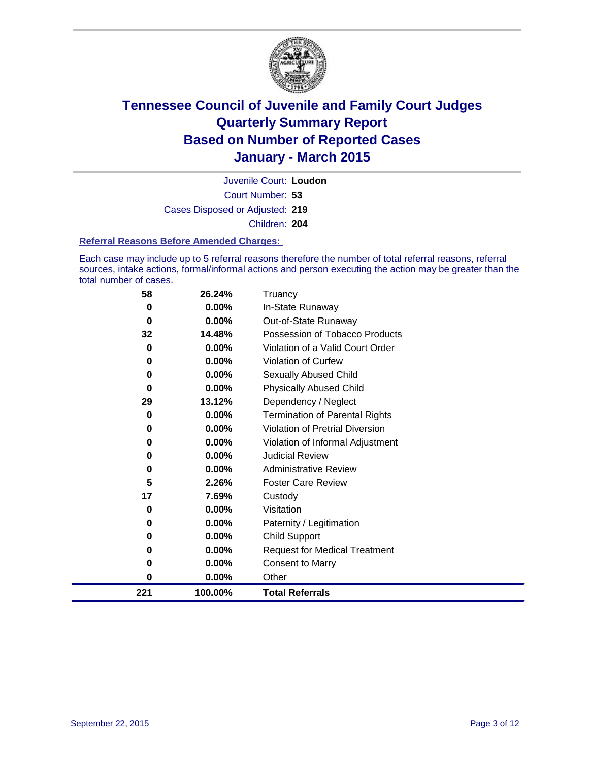# Tennessee Council of Juvenile and Family Court Judges
## Quarterly Summary Report
## Based on Number of Reported Cases
## January - March 2015

Juvenile Court: **Loudon**
Court Number: **53**
Cases Disposed or Adjusted: **219**
Children: **204**

### Referral Reasons Before Amended Charges:

Each case may include up to 5 referral reasons therefore the number of total referral reasons, referral sources, intake actions, formal/informal actions and person executing the action may be greater than the total number of cases.

| Count | Percent | Referral Reason |
|---|---|---|
| 58 | 26.24% | Truancy |
| 0 | 0.00% | In-State Runaway |
| 0 | 0.00% | Out-of-State Runaway |
| 32 | 14.48% | Possession of Tobacco Products |
| 0 | 0.00% | Violation of a Valid Court Order |
| 0 | 0.00% | Violation of Curfew |
| 0 | 0.00% | Sexually Abused Child |
| 0 | 0.00% | Physically Abused Child |
| 29 | 13.12% | Dependency / Neglect |
| 0 | 0.00% | Termination of Parental Rights |
| 0 | 0.00% | Violation of Pretrial Diversion |
| 0 | 0.00% | Violation of Informal Adjustment |
| 0 | 0.00% | Judicial Review |
| 0 | 0.00% | Administrative Review |
| 5 | 2.26% | Foster Care Review |
| 17 | 7.69% | Custody |
| 0 | 0.00% | Visitation |
| 0 | 0.00% | Paternity / Legitimation |
| 0 | 0.00% | Child Support |
| 0 | 0.00% | Request for Medical Treatment |
| 0 | 0.00% | Consent to Marry |
| 0 | 0.00% | Other |
| **221** | **100.00%** | **Total Referrals** |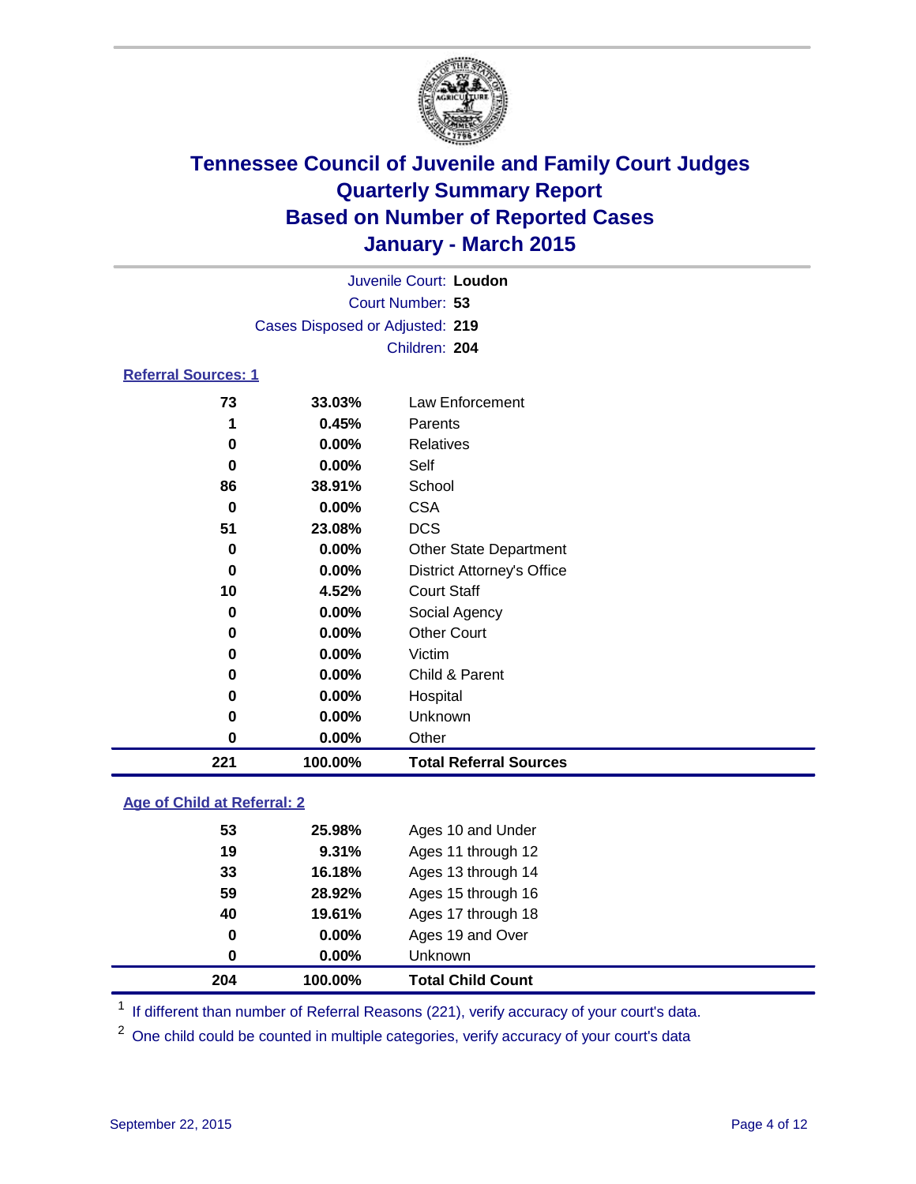# Tennessee Council of Juvenile and Family Court Judges
## Quarterly Summary Report
## Based on Number of Reported Cases
## January - March 2015

Juvenile Court: **Loudon**
Court Number: **53**
Cases Disposed or Adjusted: **219**
Children: **204**

### Referral Sources: 1

| Count | Percent | Source |
|---|---|---|
| 73 | 33.03% | Law Enforcement |
| 1 | 0.45% | Parents |
| 0 | 0.00% | Relatives |
| 0 | 0.00% | Self |
| 86 | 38.91% | School |
| 0 | 0.00% | CSA |
| 51 | 23.08% | DCS |
| 0 | 0.00% | Other State Department |
| 0 | 0.00% | District Attorney's Office |
| 10 | 4.52% | Court Staff |
| 0 | 0.00% | Social Agency |
| 0 | 0.00% | Other Court |
| 0 | 0.00% | Victim |
| 0 | 0.00% | Child & Parent |
| 0 | 0.00% | Hospital |
| 0 | 0.00% | Unknown |
| 0 | 0.00% | Other |
| **221** | **100.00%** | **Total Referral Sources** |

### Age of Child at Referral: 2

| Count | Percent | Age |
|---|---|---|
| 53 | 25.98% | Ages 10 and Under |
| 19 | 9.31% | Ages 11 through 12 |
| 33 | 16.18% | Ages 13 through 14 |
| 59 | 28.92% | Ages 15 through 16 |
| 40 | 19.61% | Ages 17 through 18 |
| 0 | 0.00% | Ages 19 and Over |
| 0 | 0.00% | Unknown |
| **204** | **100.00%** | **Total Child Count** |

[1] If different than number of Referral Reasons (221), verify accuracy of your court's data.

[2] One child could be counted in multiple categories, verify accuracy of your court's data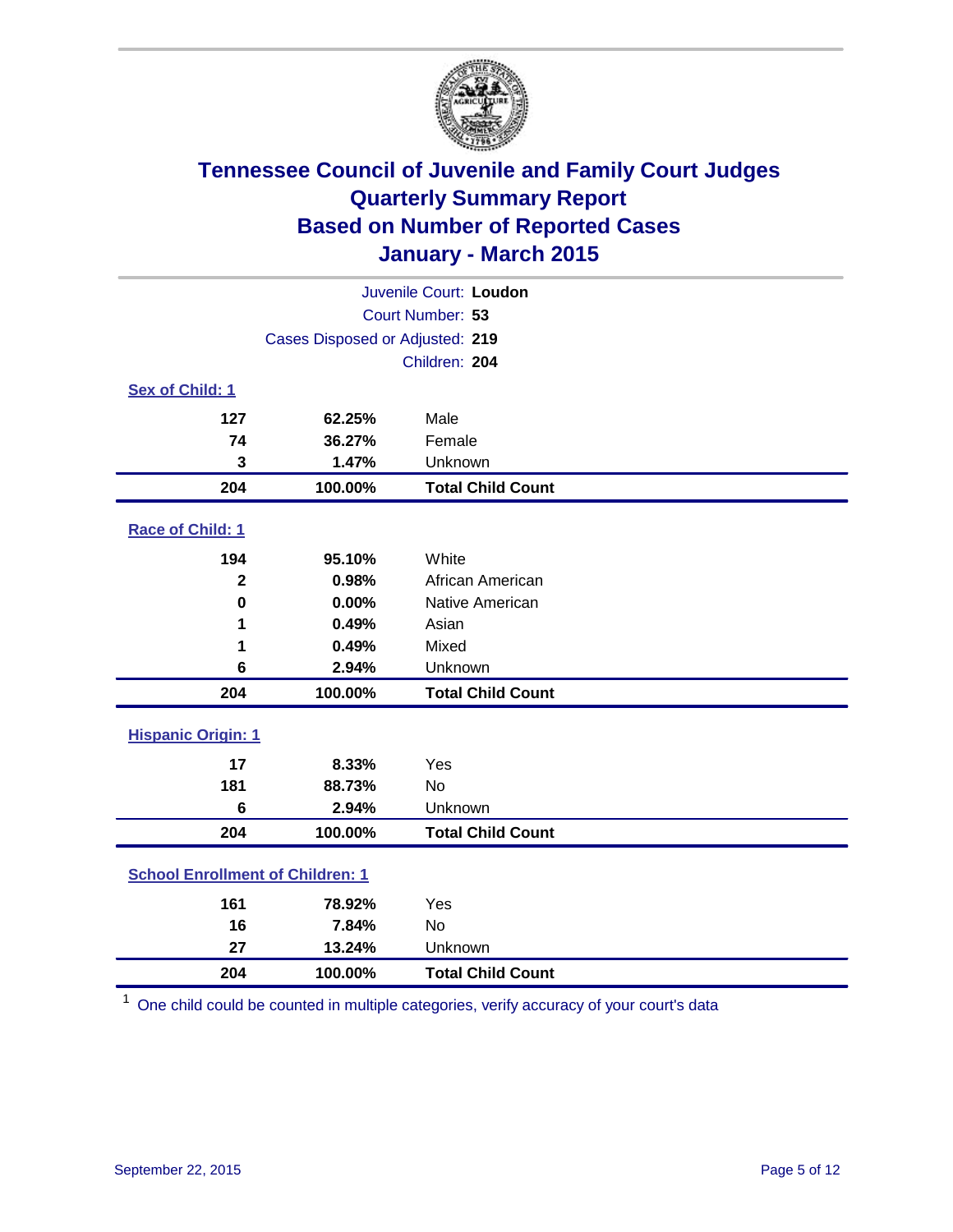# Tennessee Council of Juvenile and Family Court Judges
# Quarterly Summary Report
# Based on Number of Reported Cases
# January - March 2015

Juvenile Court: **Loudon**

Court Number: **53**

Cases Disposed or Adjusted: **219**

Children: **204**

### Sex of Child: [1]

| | | |
|---|---|---|
| 127 | 62.25% | Male |
| 74 | 36.27% | Female |
| 3 | 1.47% | Unknown |
| **204** | **100.00%** | **Total Child Count** |

### Race of Child: [1]

| | | |
|---|---|---|
| 194 | 95.10% | White |
| 2 | 0.98% | African American |
| 0 | 0.00% | Native American |
| 1 | 0.49% | Asian |
| 1 | 0.49% | Mixed |
| 6 | 2.94% | Unknown |
| **204** | **100.00%** | **Total Child Count** |

### Hispanic Origin: [1]

| | | |
|---|---|---|
| 17 | 8.33% | Yes |
| 181 | 88.73% | No |
| 6 | 2.94% | Unknown |
| **204** | **100.00%** | **Total Child Count** |

### School Enrollment of Children: [1]

| | | |
|---|---|---|
| 161 | 78.92% | Yes |
| 16 | 7.84% | No |
| 27 | 13.24% | Unknown |
| **204** | **100.00%** | **Total Child Count** |

[1] One child could be counted in multiple categories, verify accuracy of your court's data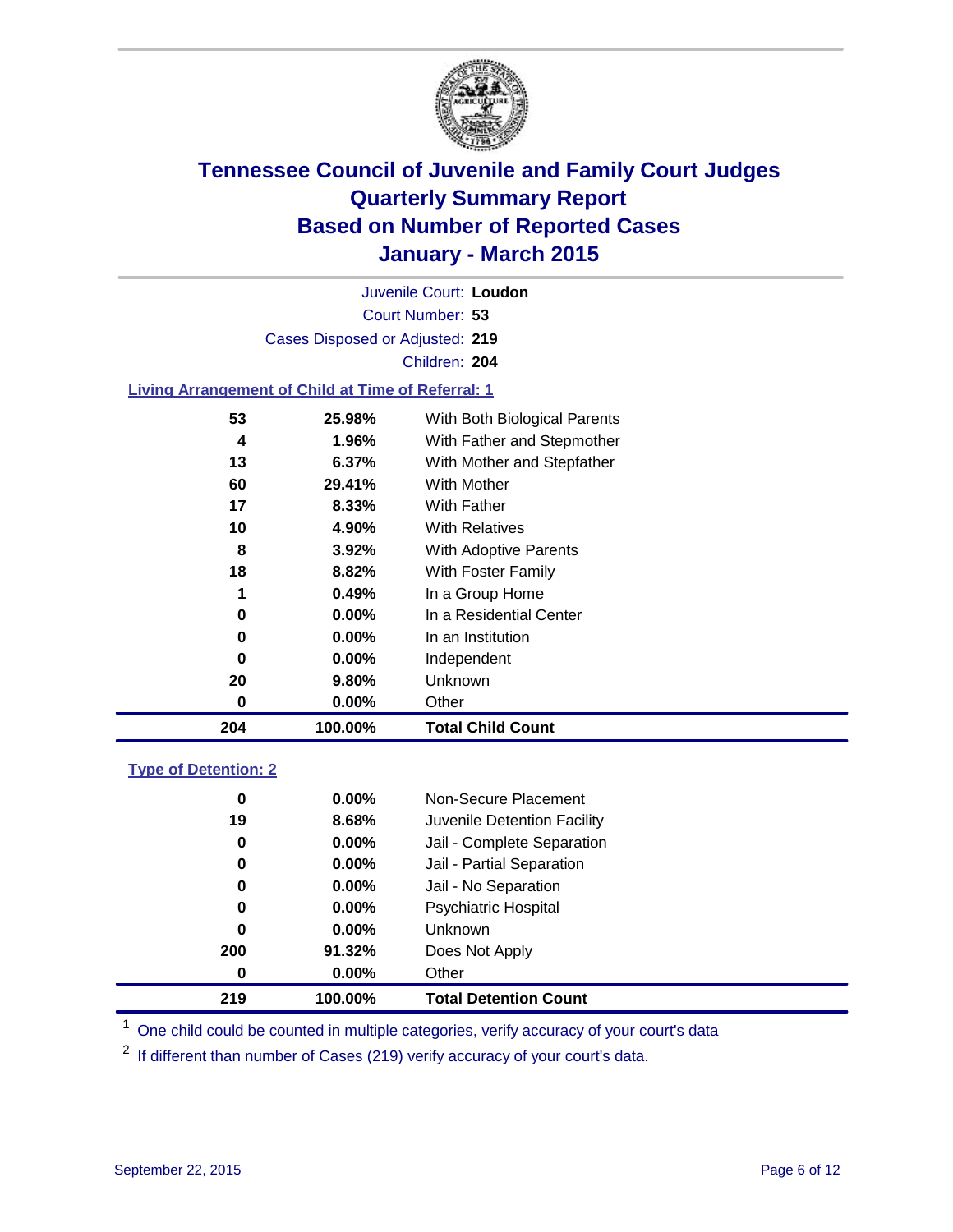# Tennessee Council of Juvenile and Family Court Judges
# Quarterly Summary Report
# Based on Number of Reported Cases
# January - March 2015

Juvenile Court: **Loudon**

Court Number: **53**

Cases Disposed or Adjusted: **219**

Children: **204**

### Living Arrangement of Child at Time of Referral: 1

| | | |
|---|---|---|
| 53 | 25.98% | With Both Biological Parents |
| 4 | 1.96% | With Father and Stepmother |
| 13 | 6.37% | With Mother and Stepfather |
| 60 | 29.41% | With Mother |
| 17 | 8.33% | With Father |
| 10 | 4.90% | With Relatives |
| 8 | 3.92% | With Adoptive Parents |
| 18 | 8.82% | With Foster Family |
| 1 | 0.49% | In a Group Home |
| 0 | 0.00% | In a Residential Center |
| 0 | 0.00% | In an Institution |
| 0 | 0.00% | Independent |
| 20 | 9.80% | Unknown |
| 0 | 0.00% | Other |
| **204** | **100.00%** | **Total Child Count** |

### Type of Detention: 2

| | | |
|---|---|---|
| 0 | 0.00% | Non-Secure Placement |
| 19 | 8.68% | Juvenile Detention Facility |
| 0 | 0.00% | Jail - Complete Separation |
| 0 | 0.00% | Jail - Partial Separation |
| 0 | 0.00% | Jail - No Separation |
| 0 | 0.00% | Psychiatric Hospital |
| 0 | 0.00% | Unknown |
| 200 | 91.32% | Does Not Apply |
| 0 | 0.00% | Other |
| **219** | **100.00%** | **Total Detention Count** |

[1] One child could be counted in multiple categories, verify accuracy of your court's data

[2] If different than number of Cases (219) verify accuracy of your court's data.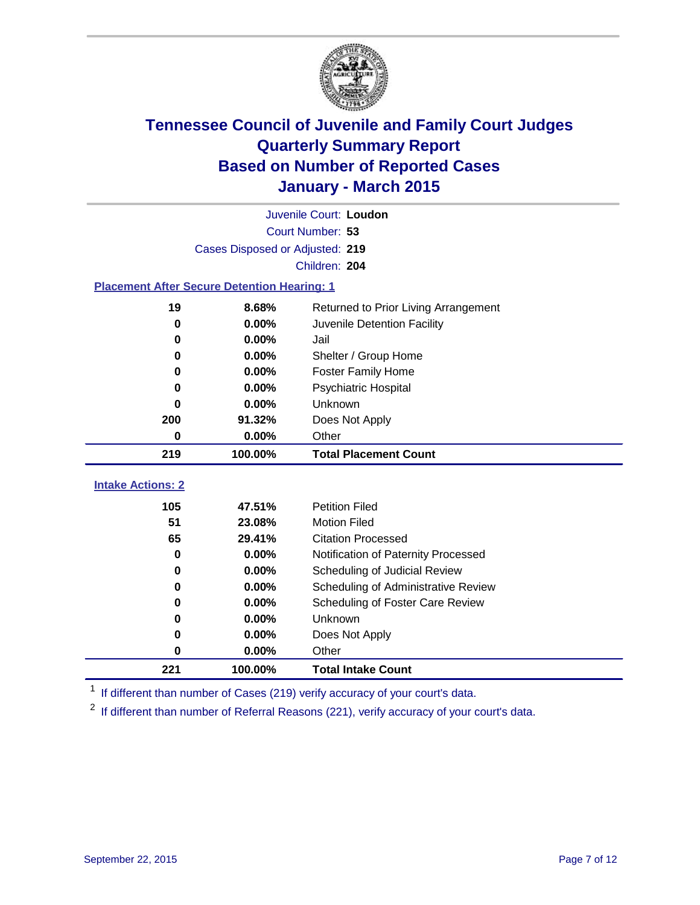# Tennessee Council of Juvenile and Family Court Judges
# Quarterly Summary Report
# Based on Number of Reported Cases
# January - March 2015

Juvenile Court: **Loudon**

Court Number: **53**

Cases Disposed or Adjusted: **219**

Children: **204**

### Placement After Secure Detention Hearing: 1

| Count | Percent | Placement |
|---|---|---|
| 19 | 8.68% | Returned to Prior Living Arrangement |
| 0 | 0.00% | Juvenile Detention Facility |
| 0 | 0.00% | Jail |
| 0 | 0.00% | Shelter / Group Home |
| 0 | 0.00% | Foster Family Home |
| 0 | 0.00% | Psychiatric Hospital |
| 0 | 0.00% | Unknown |
| 200 | 91.32% | Does Not Apply |
| 0 | 0.00% | Other |
| **219** | **100.00%** | **Total Placement Count** |

### Intake Actions: 2

| Count | Percent | Intake Action |
|---|---|---|
| 105 | 47.51% | Petition Filed |
| 51 | 23.08% | Motion Filed |
| 65 | 29.41% | Citation Processed |
| 0 | 0.00% | Notification of Paternity Processed |
| 0 | 0.00% | Scheduling of Judicial Review |
| 0 | 0.00% | Scheduling of Administrative Review |
| 0 | 0.00% | Scheduling of Foster Care Review |
| 0 | 0.00% | Unknown |
| 0 | 0.00% | Does Not Apply |
| 0 | 0.00% | Other |
| **221** | **100.00%** | **Total Intake Count** |

[1] If different than number of Cases (219) verify accuracy of your court's data.

[2] If different than number of Referral Reasons (221), verify accuracy of your court's data.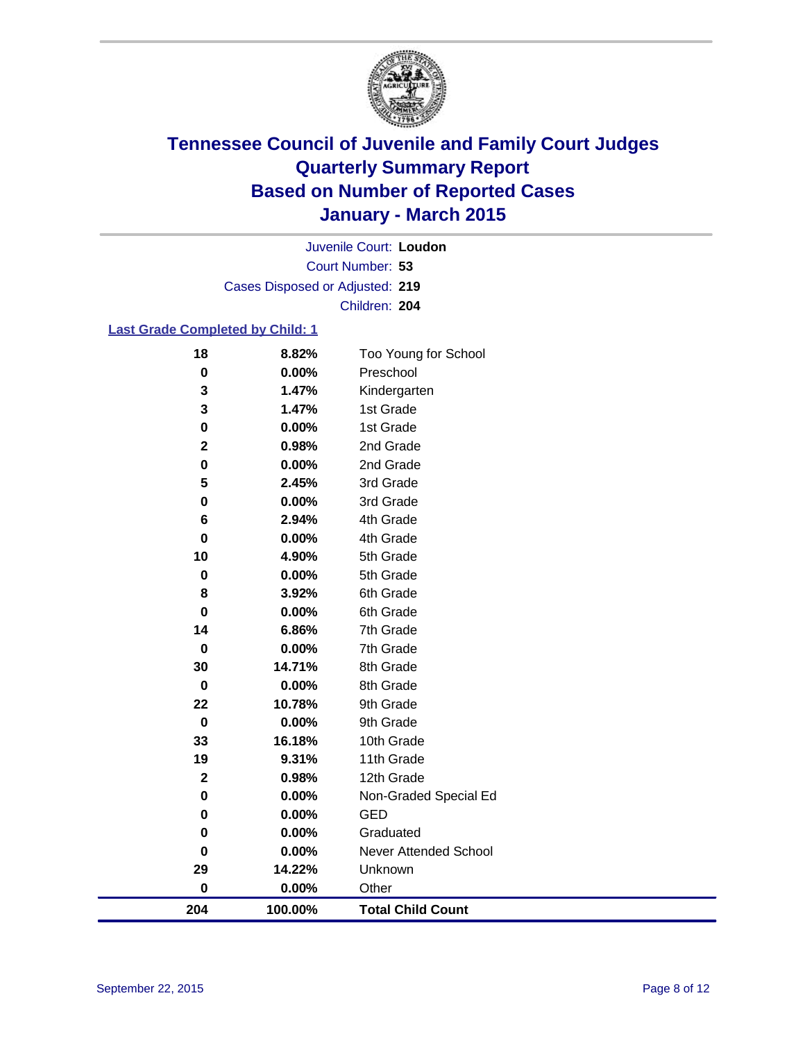# Tennessee Council of Juvenile and Family Court Judges
# Quarterly Summary Report
# Based on Number of Reported Cases
# January - March 2015

Juvenile Court: **Loudon**

Court Number: **53**

Cases Disposed or Adjusted: **219**

Children: **204**

## Last Grade Completed by Child: 1

| Count | Percent | Grade |
|---|---|---|
| 18 | 8.82% | Too Young for School |
| 0 | 0.00% | Preschool |
| 3 | 1.47% | Kindergarten |
| 3 | 1.47% | 1st Grade |
| 0 | 0.00% | 1st Grade |
| 2 | 0.98% | 2nd Grade |
| 0 | 0.00% | 2nd Grade |
| 5 | 2.45% | 3rd Grade |
| 0 | 0.00% | 3rd Grade |
| 6 | 2.94% | 4th Grade |
| 0 | 0.00% | 4th Grade |
| 10 | 4.90% | 5th Grade |
| 0 | 0.00% | 5th Grade |
| 8 | 3.92% | 6th Grade |
| 0 | 0.00% | 6th Grade |
| 14 | 6.86% | 7th Grade |
| 0 | 0.00% | 7th Grade |
| 30 | 14.71% | 8th Grade |
| 0 | 0.00% | 8th Grade |
| 22 | 10.78% | 9th Grade |
| 0 | 0.00% | 9th Grade |
| 33 | 16.18% | 10th Grade |
| 19 | 9.31% | 11th Grade |
| 2 | 0.98% | 12th Grade |
| 0 | 0.00% | Non-Graded Special Ed |
| 0 | 0.00% | GED |
| 0 | 0.00% | Graduated |
| 0 | 0.00% | Never Attended School |
| 29 | 14.22% | Unknown |
| 0 | 0.00% | Other |
| **204** | **100.00%** | **Total Child Count** |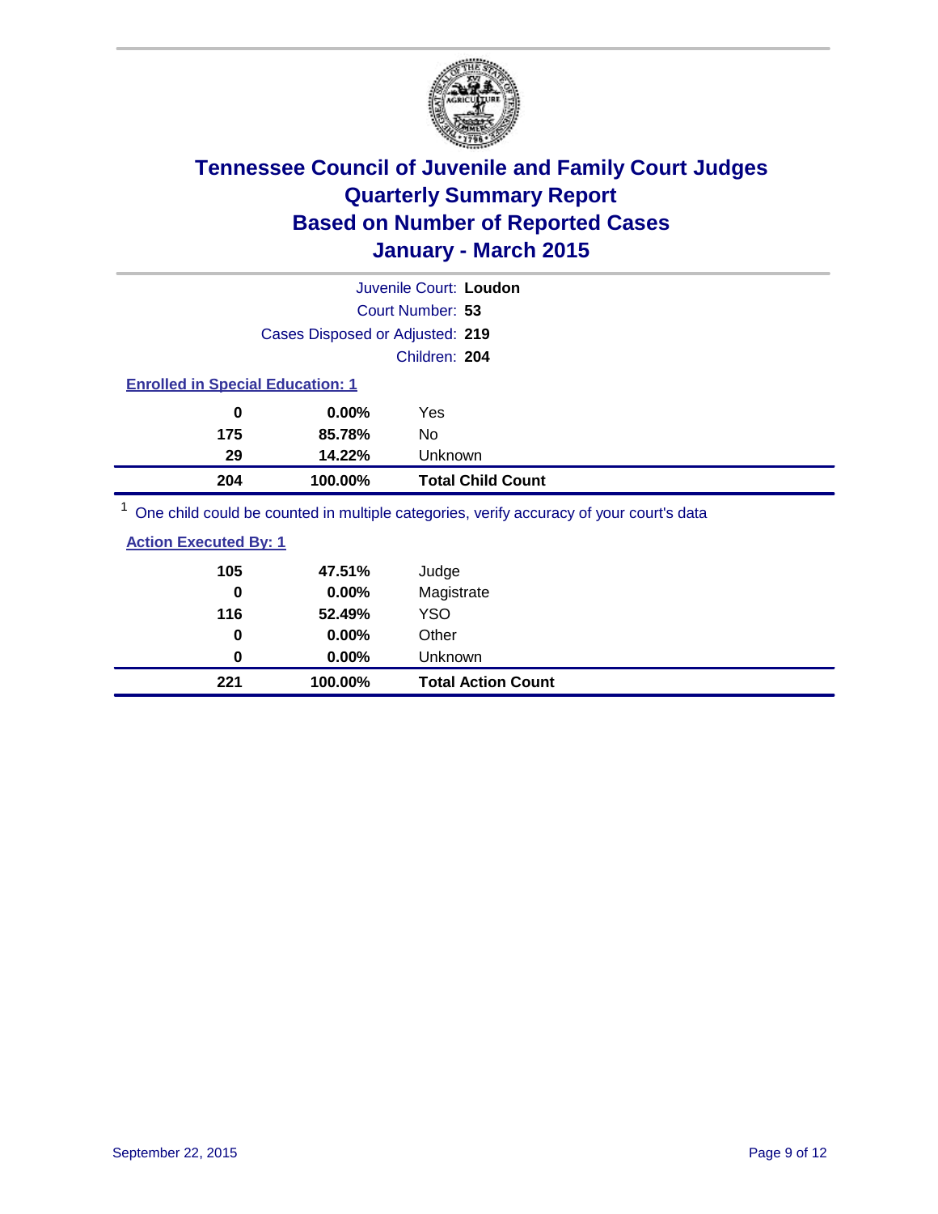# Tennessee Council of Juvenile and Family Court Judges
# Quarterly Summary Report
# Based on Number of Reported Cases
# January - March 2015

Juvenile Court: **Loudon**

Court Number: **53**

Cases Disposed or Adjusted: **219**

Children: **204**

### Enrolled in Special Education: 1

| | | |
|---|---|---|
| **0** | **0.00%** | Yes |
| **175** | **85.78%** | No |
| **29** | **14.22%** | Unknown |
| **204** | **100.00%** | **Total Child Count** |

[1] One child could be counted in multiple categories, verify accuracy of your court's data

### Action Executed By: 1

| | | |
|---|---|---|
| **105** | **47.51%** | Judge |
| **0** | **0.00%** | Magistrate |
| **116** | **52.49%** | YSO |
| **0** | **0.00%** | Other |
| **0** | **0.00%** | Unknown |
| **221** | **100.00%** | **Total Action Count** |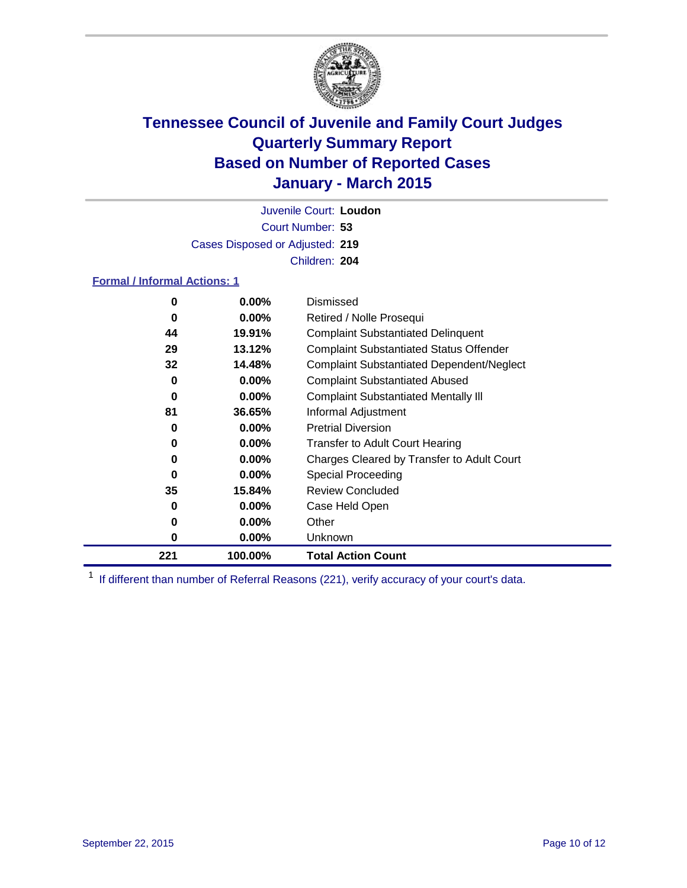# Tennessee Council of Juvenile and Family Court Judges
## Quarterly Summary Report
## Based on Number of Reported Cases
## January - March 2015

Juvenile Court: **Loudon**

Court Number: **53**

Cases Disposed or Adjusted: **219**

Children: **204**

**Formal / Informal Actions: 1**

| | | |
|---|---|---|
| **0** | **0.00%** | Dismissed |
| **0** | **0.00%** | Retired / Nolle Prosequi |
| **44** | **19.91%** | Complaint Substantiated Delinquent |
| **29** | **13.12%** | Complaint Substantiated Status Offender |
| **32** | **14.48%** | Complaint Substantiated Dependent/Neglect |
| **0** | **0.00%** | Complaint Substantiated Abused |
| **0** | **0.00%** | Complaint Substantiated Mentally Ill |
| **81** | **36.65%** | Informal Adjustment |
| **0** | **0.00%** | Pretrial Diversion |
| **0** | **0.00%** | Transfer to Adult Court Hearing |
| **0** | **0.00%** | Charges Cleared by Transfer to Adult Court |
| **0** | **0.00%** | Special Proceeding |
| **35** | **15.84%** | Review Concluded |
| **0** | **0.00%** | Case Held Open |
| **0** | **0.00%** | Other |
| **0** | **0.00%** | Unknown |
| **221** | **100.00%** | **Total Action Count** |

[1] If different than number of Referral Reasons (221), verify accuracy of your court's data.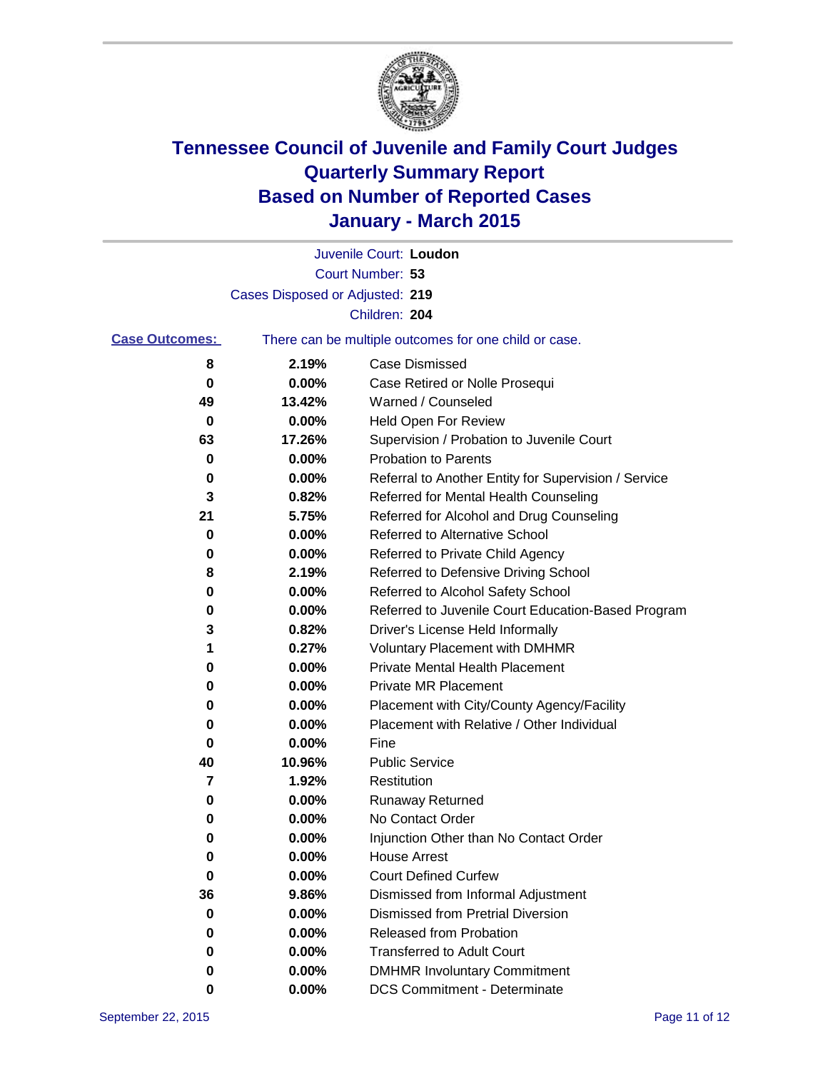# Tennessee Council of Juvenile and Family Court Judges
## Quarterly Summary Report
## Based on Number of Reported Cases
## January - March 2015

Juvenile Court: **Loudon**

Court Number: **53**

Cases Disposed or Adjusted: **219**

Children: **204**

**Case Outcomes:** There can be multiple outcomes for one child or case.

| Count | Percent | Outcome |
|---|---|---|
| 8 | 2.19% | Case Dismissed |
| 0 | 0.00% | Case Retired or Nolle Prosequi |
| 49 | 13.42% | Warned / Counseled |
| 0 | 0.00% | Held Open For Review |
| 63 | 17.26% | Supervision / Probation to Juvenile Court |
| 0 | 0.00% | Probation to Parents |
| 0 | 0.00% | Referral to Another Entity for Supervision / Service |
| 3 | 0.82% | Referred for Mental Health Counseling |
| 21 | 5.75% | Referred for Alcohol and Drug Counseling |
| 0 | 0.00% | Referred to Alternative School |
| 0 | 0.00% | Referred to Private Child Agency |
| 8 | 2.19% | Referred to Defensive Driving School |
| 0 | 0.00% | Referred to Alcohol Safety School |
| 0 | 0.00% | Referred to Juvenile Court Education-Based Program |
| 3 | 0.82% | Driver's License Held Informally |
| 1 | 0.27% | Voluntary Placement with DMHMR |
| 0 | 0.00% | Private Mental Health Placement |
| 0 | 0.00% | Private MR Placement |
| 0 | 0.00% | Placement with City/County Agency/Facility |
| 0 | 0.00% | Placement with Relative / Other Individual |
| 0 | 0.00% | Fine |
| 40 | 10.96% | Public Service |
| 7 | 1.92% | Restitution |
| 0 | 0.00% | Runaway Returned |
| 0 | 0.00% | No Contact Order |
| 0 | 0.00% | Injunction Other than No Contact Order |
| 0 | 0.00% | House Arrest |
| 0 | 0.00% | Court Defined Curfew |
| 36 | 9.86% | Dismissed from Informal Adjustment |
| 0 | 0.00% | Dismissed from Pretrial Diversion |
| 0 | 0.00% | Released from Probation |
| 0 | 0.00% | Transferred to Adult Court |
| 0 | 0.00% | DMHMR Involuntary Commitment |
| 0 | 0.00% | DCS Commitment - Determinate |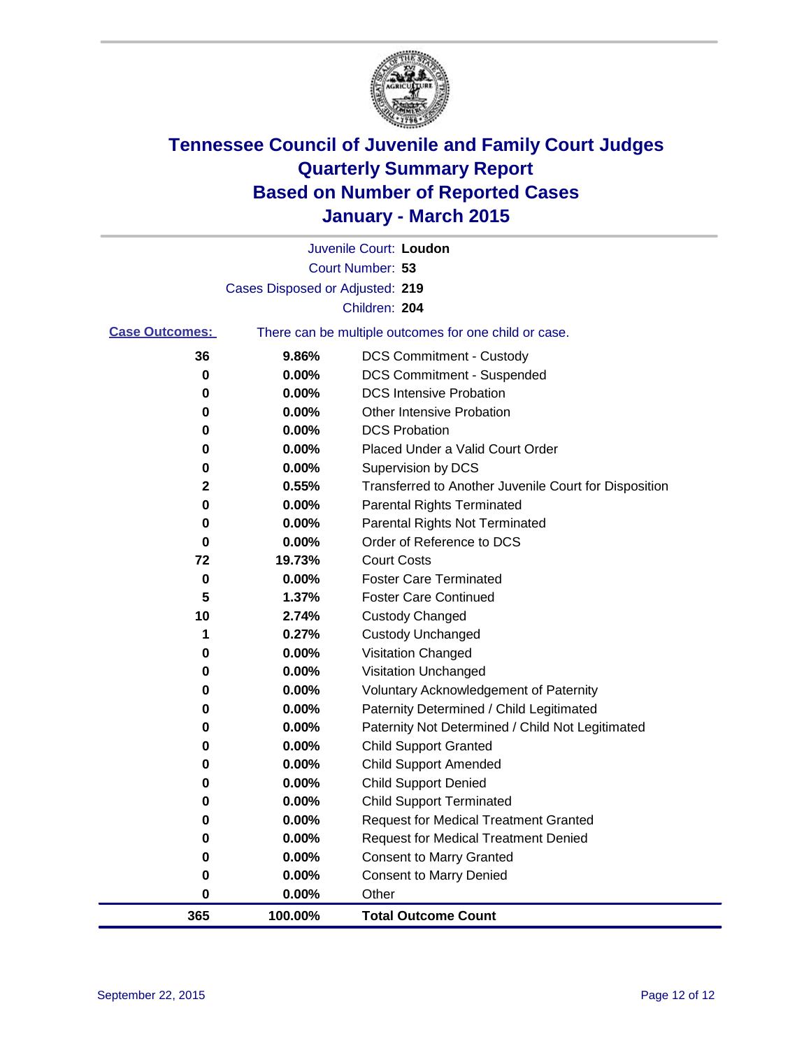# Tennessee Council of Juvenile and Family Court Judges
# Quarterly Summary Report
# Based on Number of Reported Cases
# January - March 2015

Juvenile Court: **Loudon**

Court Number: **53**

Cases Disposed or Adjusted: **219**

Children: **204**

**Case Outcomes:** There can be multiple outcomes for one child or case.

| | | |
|---|---|---|
| **36** | **9.86%** | DCS Commitment - Custody |
| **0** | **0.00%** | DCS Commitment - Suspended |
| **0** | **0.00%** | DCS Intensive Probation |
| **0** | **0.00%** | Other Intensive Probation |
| **0** | **0.00%** | DCS Probation |
| **0** | **0.00%** | Placed Under a Valid Court Order |
| **0** | **0.00%** | Supervision by DCS |
| **2** | **0.55%** | Transferred to Another Juvenile Court for Disposition |
| **0** | **0.00%** | Parental Rights Terminated |
| **0** | **0.00%** | Parental Rights Not Terminated |
| **0** | **0.00%** | Order of Reference to DCS |
| **72** | **19.73%** | Court Costs |
| **0** | **0.00%** | Foster Care Terminated |
| **5** | **1.37%** | Foster Care Continued |
| **10** | **2.74%** | Custody Changed |
| **1** | **0.27%** | Custody Unchanged |
| **0** | **0.00%** | Visitation Changed |
| **0** | **0.00%** | Visitation Unchanged |
| **0** | **0.00%** | Voluntary Acknowledgement of Paternity |
| **0** | **0.00%** | Paternity Determined / Child Legitimated |
| **0** | **0.00%** | Paternity Not Determined / Child Not Legitimated |
| **0** | **0.00%** | Child Support Granted |
| **0** | **0.00%** | Child Support Amended |
| **0** | **0.00%** | Child Support Denied |
| **0** | **0.00%** | Child Support Terminated |
| **0** | **0.00%** | Request for Medical Treatment Granted |
| **0** | **0.00%** | Request for Medical Treatment Denied |
| **0** | **0.00%** | Consent to Marry Granted |
| **0** | **0.00%** | Consent to Marry Denied |
| **0** | **0.00%** | Other |
| **365** | **100.00%** | **Total Outcome Count** |

September 22, 2015